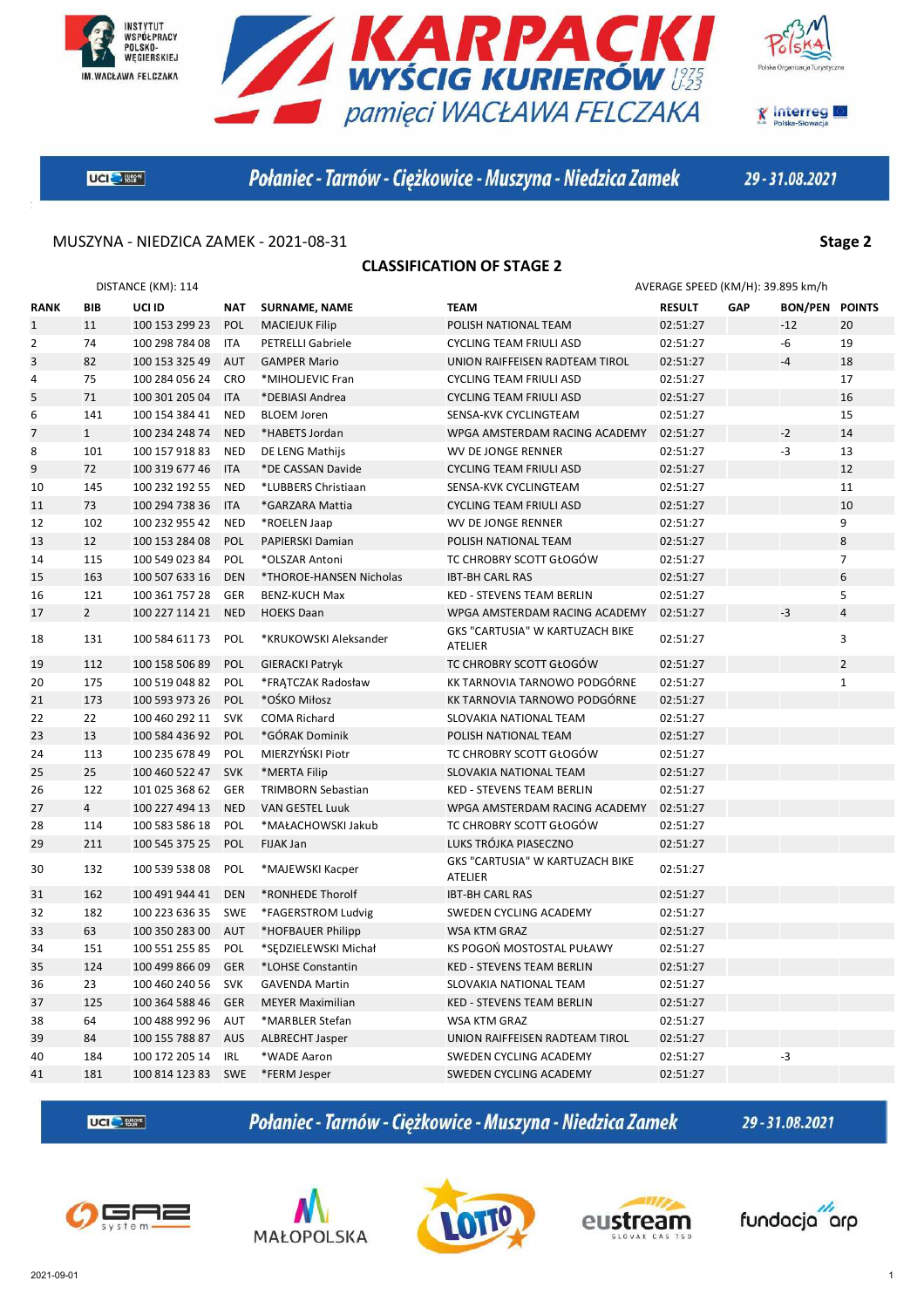# KARPACKI WYŚCIG KURIERÓW 1975 U-23
## pamięci WACŁAWA FELCZAKA

Połaniec - Tarnów - Ciężkowice - Muszyna - Niedzica Zamek — 29 - 31.08.2021

MUSZYNA - NIEDZICA ZAMEK - 2021-08-31 — **Stage 2**

### CLASSIFICATION OF STAGE 2

DISTANCE (KM): 114 — AVERAGE SPEED (KM/H): 39.895 km/h

| RANK | BIB | UCI ID | NAT | SURNAME, NAME | TEAM | RESULT | GAP | BON/PEN | POINTS |
|---|---|---|---|---|---|---|---|---|---|
| 1 | 11 | 100 153 299 23 | POL | MACIEJUK Filip | POLISH NATIONAL TEAM | 02:51:27 | | -12 | 20 |
| 2 | 74 | 100 298 784 08 | ITA | PETRELLI Gabriele | CYCLING TEAM FRIULI ASD | 02:51:27 | | -6 | 19 |
| 3 | 82 | 100 153 325 49 | AUT | GAMPER Mario | UNION RAIFFEISEN RADTEAM TIROL | 02:51:27 | | -4 | 18 |
| 4 | 75 | 100 284 056 24 | CRO | *MIHOLJEVIC Fran | CYCLING TEAM FRIULI ASD | 02:51:27 | | | 17 |
| 5 | 71 | 100 301 205 04 | ITA | *DEBIASI Andrea | CYCLING TEAM FRIULI ASD | 02:51:27 | | | 16 |
| 6 | 141 | 100 154 384 41 | NED | BLOEM Joren | SENSA-KVK CYCLINGTEAM | 02:51:27 | | | 15 |
| 7 | 1 | 100 234 248 74 | NED | *HABETS Jordan | WPGA AMSTERDAM RACING ACADEMY | 02:51:27 | | -2 | 14 |
| 8 | 101 | 100 157 918 83 | NED | DE LENG Mathijs | WV DE JONGE RENNER | 02:51:27 | | -3 | 13 |
| 9 | 72 | 100 319 677 46 | ITA | *DE CASSAN Davide | CYCLING TEAM FRIULI ASD | 02:51:27 | | | 12 |
| 10 | 145 | 100 232 192 55 | NED | *LUBBERS Christiaan | SENSA-KVK CYCLINGTEAM | 02:51:27 | | | 11 |
| 11 | 73 | 100 294 738 36 | ITA | *GARZARA Mattia | CYCLING TEAM FRIULI ASD | 02:51:27 | | | 10 |
| 12 | 102 | 100 232 955 42 | NED | *ROELEN Jaap | WV DE JONGE RENNER | 02:51:27 | | | 9 |
| 13 | 12 | 100 153 284 08 | POL | PAPIERSKI Damian | POLISH NATIONAL TEAM | 02:51:27 | | | 8 |
| 14 | 115 | 100 549 023 84 | POL | *OLSZAR Antoni | TC CHROBRY SCOTT GŁOGÓW | 02:51:27 | | | 7 |
| 15 | 163 | 100 507 633 16 | DEN | *THOROE-HANSEN Nicholas | IBT-BH CARL RAS | 02:51:27 | | | 6 |
| 16 | 121 | 100 361 757 28 | GER | BENZ-KUCH Max | KED - STEVENS TEAM BERLIN | 02:51:27 | | | 5 |
| 17 | 2 | 100 227 114 21 | NED | HOEKS Daan | WPGA AMSTERDAM RACING ACADEMY | 02:51:27 | | -3 | 4 |
| 18 | 131 | 100 584 611 73 | POL | *KRUKOWSKI Aleksander | GKS "CARTUSIA" W KARTUZACH BIKE ATELIER | 02:51:27 | | | 3 |
| 19 | 112 | 100 158 506 89 | POL | GIERACKI Patryk | TC CHROBRY SCOTT GŁOGÓW | 02:51:27 | | | 2 |
| 20 | 175 | 100 519 048 82 | POL | *FRĄTCZAK Radosław | KK TARNOVIA TARNOWO PODGÓRNE | 02:51:27 | | | 1 |
| 21 | 173 | 100 593 973 26 | POL | *OŚKO Miłosz | KK TARNOVIA TARNOWO PODGÓRNE | 02:51:27 | | | |
| 22 | 22 | 100 460 292 11 | SVK | COMA Richard | SLOVAKIA NATIONAL TEAM | 02:51:27 | | | |
| 23 | 13 | 100 584 436 92 | POL | *GÓRAK Dominik | POLISH NATIONAL TEAM | 02:51:27 | | | |
| 24 | 113 | 100 235 678 49 | POL | MIERZYŃSKI Piotr | TC CHROBRY SCOTT GŁOGÓW | 02:51:27 | | | |
| 25 | 25 | 100 460 522 47 | SVK | *MERTA Filip | SLOVAKIA NATIONAL TEAM | 02:51:27 | | | |
| 26 | 122 | 101 025 368 62 | GER | TRIMBORN Sebastian | KED - STEVENS TEAM BERLIN | 02:51:27 | | | |
| 27 | 4 | 100 227 494 13 | NED | VAN GESTEL Luuk | WPGA AMSTERDAM RACING ACADEMY | 02:51:27 | | | |
| 28 | 114 | 100 583 586 18 | POL | *MAŁACHOWSKI Jakub | TC CHROBRY SCOTT GŁOGÓW | 02:51:27 | | | |
| 29 | 211 | 100 545 375 25 | POL | FIJAK Jan | LUKS TRÓJKA PIASECZNO | 02:51:27 | | | |
| 30 | 132 | 100 539 538 08 | POL | *MAJEWSKI Kacper | GKS "CARTUSIA" W KARTUZACH BIKE ATELIER | 02:51:27 | | | |
| 31 | 162 | 100 491 944 41 | DEN | *RONHEDE Thorolf | IBT-BH CARL RAS | 02:51:27 | | | |
| 32 | 182 | 100 223 636 35 | SWE | *FAGERSTROM Ludvig | SWEDEN CYCLING ACADEMY | 02:51:27 | | | |
| 33 | 63 | 100 350 283 00 | AUT | *HOFBAUER Philipp | WSA KTM GRAZ | 02:51:27 | | | |
| 34 | 151 | 100 551 255 85 | POL | *SĘDZIELEWSKI Michał | KS POGOŃ MOSTOSTAL PUŁAWY | 02:51:27 | | | |
| 35 | 124 | 100 499 866 09 | GER | *LOHSE Constantin | KED - STEVENS TEAM BERLIN | 02:51:27 | | | |
| 36 | 23 | 100 460 240 56 | SVK | GAVENDA Martin | SLOVAKIA NATIONAL TEAM | 02:51:27 | | | |
| 37 | 125 | 100 364 588 46 | GER | MEYER Maximilian | KED - STEVENS TEAM BERLIN | 02:51:27 | | | |
| 38 | 64 | 100 488 992 96 | AUT | *MARBLER Stefan | WSA KTM GRAZ | 02:51:27 | | | |
| 39 | 84 | 100 155 788 87 | AUS | ALBRECHT Jasper | UNION RAIFFEISEN RADTEAM TIROL | 02:51:27 | | | |
| 40 | 184 | 100 172 205 14 | IRL | *WADE Aaron | SWEDEN CYCLING ACADEMY | 02:51:27 | | -3 | |
| 41 | 181 | 100 814 123 83 | SWE | *FERM Jesper | SWEDEN CYCLING ACADEMY | 02:51:27 | | | |

2021-09-01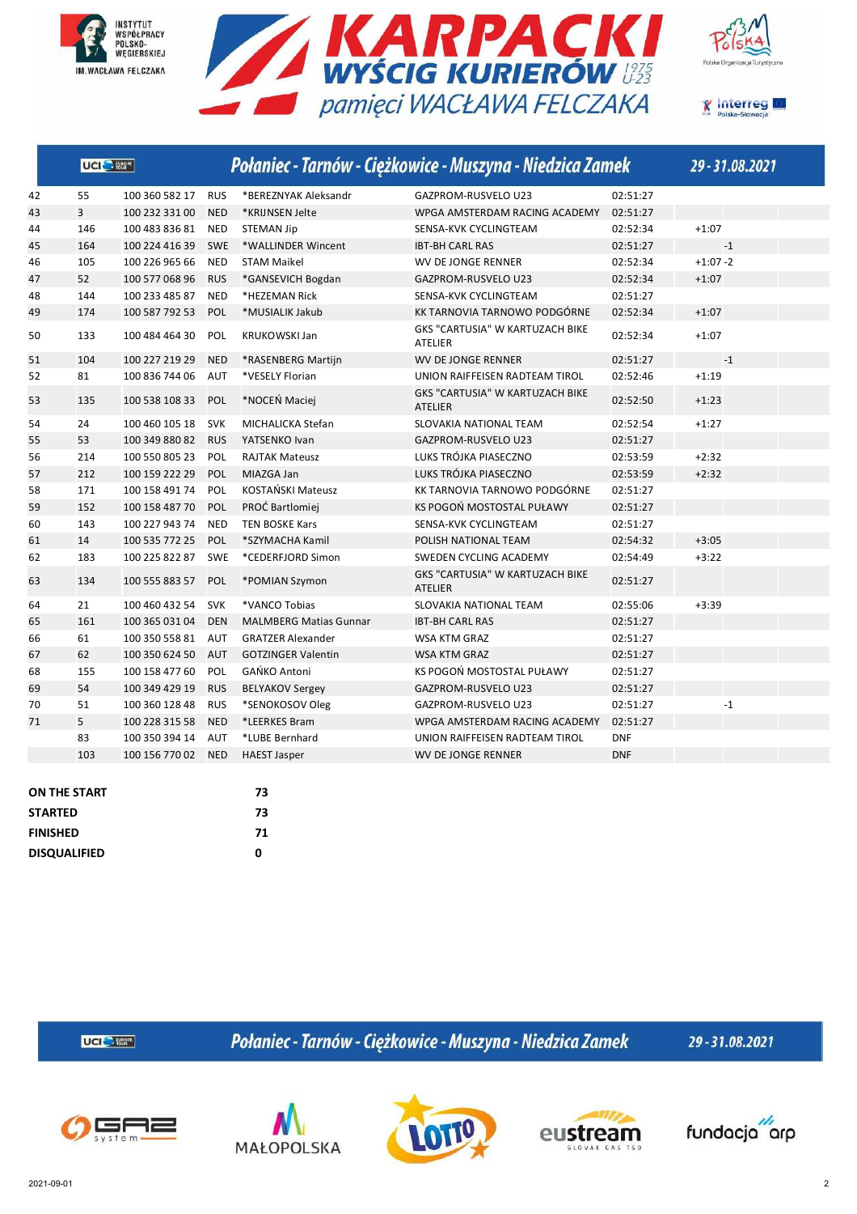| | | | | | | | | |
|---|---|---|---|---|---|---|---|---|
| 42 | 55 | 100 360 582 17 | RUS | *BEREZNYAK Aleksandr | GAZPROM-RUSVELO U23 | 02:51:27 | | |
| 43 | 3 | 100 232 331 00 | NED | *KRIJNSEN Jelte | WPGA AMSTERDAM RACING ACADEMY | 02:51:27 | | |
| 44 | 146 | 100 483 836 81 | NED | STEMAN Jip | SENSA-KVK CYCLINGTEAM | 02:52:34 | +1:07 | |
| 45 | 164 | 100 224 416 39 | SWE | *WALLINDER Wincent | IBT-BH CARL RAS | 02:51:27 | | -1 |
| 46 | 105 | 100 226 965 66 | NED | STAM Maikel | WV DE JONGE RENNER | 02:52:34 | +1:07 | -2 |
| 47 | 52 | 100 577 068 96 | RUS | *GANSEVICH Bogdan | GAZPROM-RUSVELO U23 | 02:52:34 | +1:07 | |
| 48 | 144 | 100 233 485 87 | NED | *HEZEMAN Rick | SENSA-KVK CYCLINGTEAM | 02:51:27 | | |
| 49 | 174 | 100 587 792 53 | POL | *MUSIALIK Jakub | KK TARNOVIA TARNOWO PODGÓRNE | 02:52:34 | +1:07 | |
| 50 | 133 | 100 484 464 30 | POL | KRUKOWSKI Jan | GKS "CARTUSIA" W KARTUZACH BIKE ATELIER | 02:52:34 | +1:07 | |
| 51 | 104 | 100 227 219 29 | NED | *RASENBERG Martijn | WV DE JONGE RENNER | 02:51:27 | | -1 |
| 52 | 81 | 100 836 744 06 | AUT | *VESELY Florian | UNION RAIFFEISEN RADTEAM TIROL | 02:52:46 | +1:19 | |
| 53 | 135 | 100 538 108 33 | POL | *NOCEŃ Maciej | GKS "CARTUSIA" W KARTUZACH BIKE ATELIER | 02:52:50 | +1:23 | |
| 54 | 24 | 100 460 105 18 | SVK | MICHALICKA Stefan | SLOVAKIA NATIONAL TEAM | 02:52:54 | +1:27 | |
| 55 | 53 | 100 349 880 82 | RUS | YATSENKO Ivan | GAZPROM-RUSVELO U23 | 02:51:27 | | |
| 56 | 214 | 100 550 805 23 | POL | RAJTAK Mateusz | LUKS TRÓJKA PIASECZNO | 02:53:59 | +2:32 | |
| 57 | 212 | 100 159 222 29 | POL | MIAZGA Jan | LUKS TRÓJKA PIASECZNO | 02:53:59 | +2:32 | |
| 58 | 171 | 100 158 491 74 | POL | KOSTAŃSKI Mateusz | KK TARNOVIA TARNOWO PODGÓRNE | 02:51:27 | | |
| 59 | 152 | 100 158 487 70 | POL | PROĆ Bartlomiej | KS POGOŃ MOSTOSTAL PUŁAWY | 02:51:27 | | |
| 60 | 143 | 100 227 943 74 | NED | TEN BOSKE Kars | SENSA-KVK CYCLINGTEAM | 02:51:27 | | |
| 61 | 14 | 100 535 772 25 | POL | *SZYMACHA Kamil | POLISH NATIONAL TEAM | 02:54:32 | +3:05 | |
| 62 | 183 | 100 225 822 87 | SWE | *CEDERFJORD Simon | SWEDEN CYCLING ACADEMY | 02:54:49 | +3:22 | |
| 63 | 134 | 100 555 883 57 | POL | *POMIAN Szymon | GKS "CARTUSIA" W KARTUZACH BIKE ATELIER | 02:51:27 | | |
| 64 | 21 | 100 460 432 54 | SVK | *VANCO Tobias | SLOVAKIA NATIONAL TEAM | 02:55:06 | +3:39 | |
| 65 | 161 | 100 365 031 04 | DEN | MALMBERG Matias Gunnar | IBT-BH CARL RAS | 02:51:27 | | |
| 66 | 61 | 100 350 558 81 | AUT | GRATZER Alexander | WSA KTM GRAZ | 02:51:27 | | |
| 67 | 62 | 100 350 624 50 | AUT | GOTZINGER Valentin | WSA KTM GRAZ | 02:51:27 | | |
| 68 | 155 | 100 158 477 60 | POL | GAŃKO Antoni | KS POGOŃ MOSTOSTAL PUŁAWY | 02:51:27 | | |
| 69 | 54 | 100 349 429 19 | RUS | BELYAKOV Sergey | GAZPROM-RUSVELO U23 | 02:51:27 | | |
| 70 | 51 | 100 360 128 48 | RUS | *SENOKOSOV Oleg | GAZPROM-RUSVELO U23 | 02:51:27 | | -1 |
| 71 | 5 | 100 228 315 58 | NED | *LEERKES Bram | WPGA AMSTERDAM RACING ACADEMY | 02:51:27 | | |
| | 83 | 100 350 394 14 | AUT | *LUBE Bernhard | UNION RAIFFEISEN RADTEAM TIROL | DNF | | |
| | 103 | 100 156 770 02 | NED | HAEST Jasper | WV DE JONGE RENNER | DNF | | |

| | |
|---|---|
| **ON THE START** | **73** |
| **STARTED** | **73** |
| **FINISHED** | **71** |
| **DISQUALIFIED** | **0** |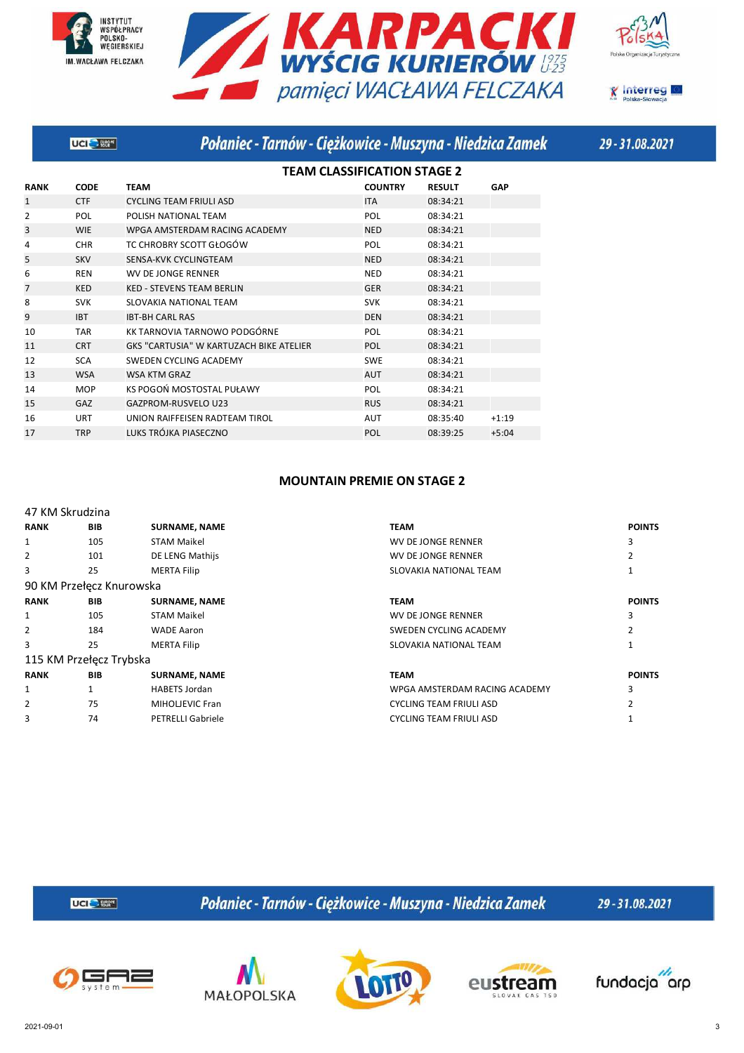## TEAM CLASSIFICATION STAGE 2

| RANK | CODE | TEAM | COUNTRY | RESULT | GAP |
|---|---|---|---|---|---|
| 1 | CTF | CYCLING TEAM FRIULI ASD | ITA | 08:34:21 | |
| 2 | POL | POLISH NATIONAL TEAM | POL | 08:34:21 | |
| 3 | WIE | WPGA AMSTERDAM RACING ACADEMY | NED | 08:34:21 | |
| 4 | CHR | TC CHROBRY SCOTT GŁOGÓW | POL | 08:34:21 | |
| 5 | SKV | SENSA-KVK CYCLINGTEAM | NED | 08:34:21 | |
| 6 | REN | WV DE JONGE RENNER | NED | 08:34:21 | |
| 7 | KED | KED - STEVENS TEAM BERLIN | GER | 08:34:21 | |
| 8 | SVK | SLOVAKIA NATIONAL TEAM | SVK | 08:34:21 | |
| 9 | IBT | IBT-BH CARL RAS | DEN | 08:34:21 | |
| 10 | TAR | KK TARNOVIA TARNOWO PODGÓRNE | POL | 08:34:21 | |
| 11 | CRT | GKS "CARTUSIA" W KARTUZACH BIKE ATELIER | POL | 08:34:21 | |
| 12 | SCA | SWEDEN CYCLING ACADEMY | SWE | 08:34:21 | |
| 13 | WSA | WSA KTM GRAZ | AUT | 08:34:21 | |
| 14 | MOP | KS POGOŃ MOSTOSTAL PUŁAWY | POL | 08:34:21 | |
| 15 | GAZ | GAZPROM-RUSVELO U23 | RUS | 08:34:21 | |
| 16 | URT | UNION RAIFFEISEN RADTEAM TIROL | AUT | 08:35:40 | +1:19 |
| 17 | TRP | LUKS TRÓJKA PIASECZNO | POL | 08:39:25 | +5:04 |

## MOUNTAIN PREMIE ON STAGE 2

### 47 KM Skrudzina

| RANK | BIB | SURNAME, NAME | TEAM | POINTS |
|---|---|---|---|---|
| 1 | 105 | STAM Maikel | WV DE JONGE RENNER | 3 |
| 2 | 101 | DE LENG Mathijs | WV DE JONGE RENNER | 2 |
| 3 | 25 | MERTA Filip | SLOVAKIA NATIONAL TEAM | 1 |

### 90 KM Przełęcz Knurowska

| RANK | BIB | SURNAME, NAME | TEAM | POINTS |
|---|---|---|---|---|
| 1 | 105 | STAM Maikel | WV DE JONGE RENNER | 3 |
| 2 | 184 | WADE Aaron | SWEDEN CYCLING ACADEMY | 2 |
| 3 | 25 | MERTA Filip | SLOVAKIA NATIONAL TEAM | 1 |

### 115 KM Przełęcz Trybska

| RANK | BIB | SURNAME, NAME | TEAM | POINTS |
|---|---|---|---|---|
| 1 | 1 | HABETS Jordan | WPGA AMSTERDAM RACING ACADEMY | 3 |
| 2 | 75 | MIHOLJEVIC Fran | CYCLING TEAM FRIULI ASD | 2 |
| 3 | 74 | PETRELLI Gabriele | CYCLING TEAM FRIULI ASD | 1 |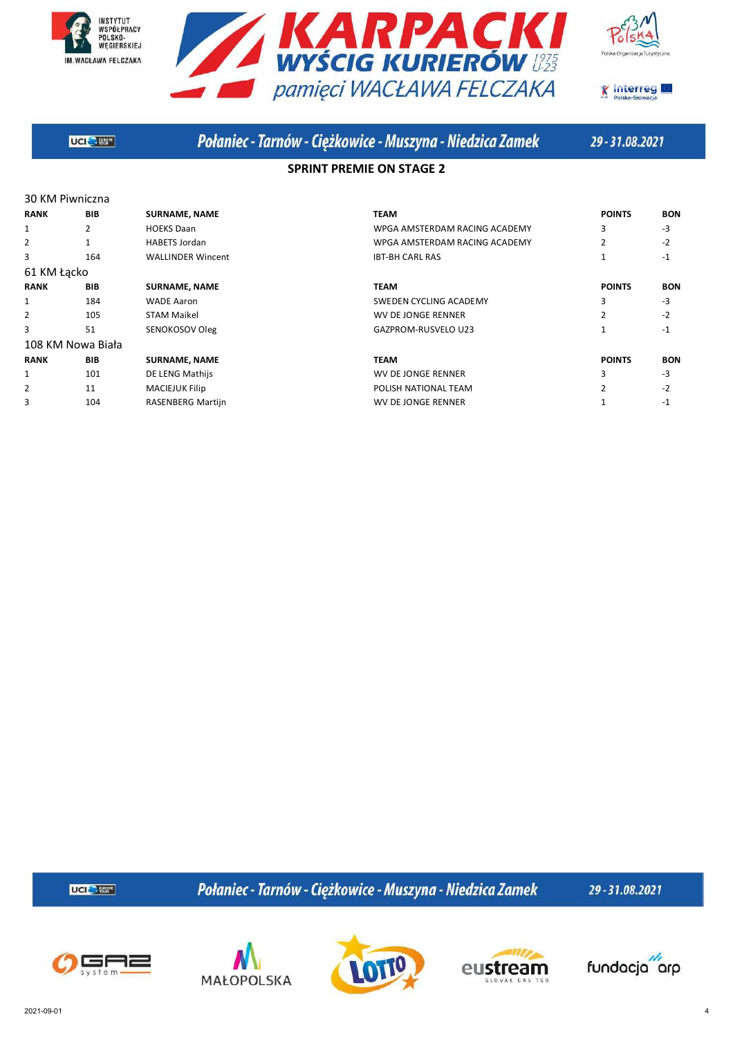Połaniec - Tarnów - Ciężkowice - Muszyna - Niedzica Zamek

29 - 31.08.2021

## SPRINT PREMIE ON STAGE 2

### 30 KM Piwniczna

| RANK | BIB | SURNAME, NAME | TEAM | POINTS | BON |
|---|---|---|---|---|---|
| 1 | 2 | HOEKS Daan | WPGA AMSTERDAM RACING ACADEMY | 3 | -3 |
| 2 | 1 | HABETS Jordan | WPGA AMSTERDAM RACING ACADEMY | 2 | -2 |
| 3 | 164 | WALLINDER Wincent | IBT-BH CARL RAS | 1 | -1 |

### 61 KM Łącko

| RANK | BIB | SURNAME, NAME | TEAM | POINTS | BON |
|---|---|---|---|---|---|
| 1 | 184 | WADE Aaron | SWEDEN CYCLING ACADEMY | 3 | -3 |
| 2 | 105 | STAM Maikel | WV DE JONGE RENNER | 2 | -2 |
| 3 | 51 | SENOKOSOV Oleg | GAZPROM-RUSVELO U23 | 1 | -1 |

### 108 KM Nowa Biała

| RANK | BIB | SURNAME, NAME | TEAM | POINTS | BON |
|---|---|---|---|---|---|
| 1 | 101 | DE LENG Mathijs | WV DE JONGE RENNER | 3 | -3 |
| 2 | 11 | MACIEJUK Filip | POLISH NATIONAL TEAM | 2 | -2 |
| 3 | 104 | RASENBERG Martijn | WV DE JONGE RENNER | 1 | -1 |

2021-09-01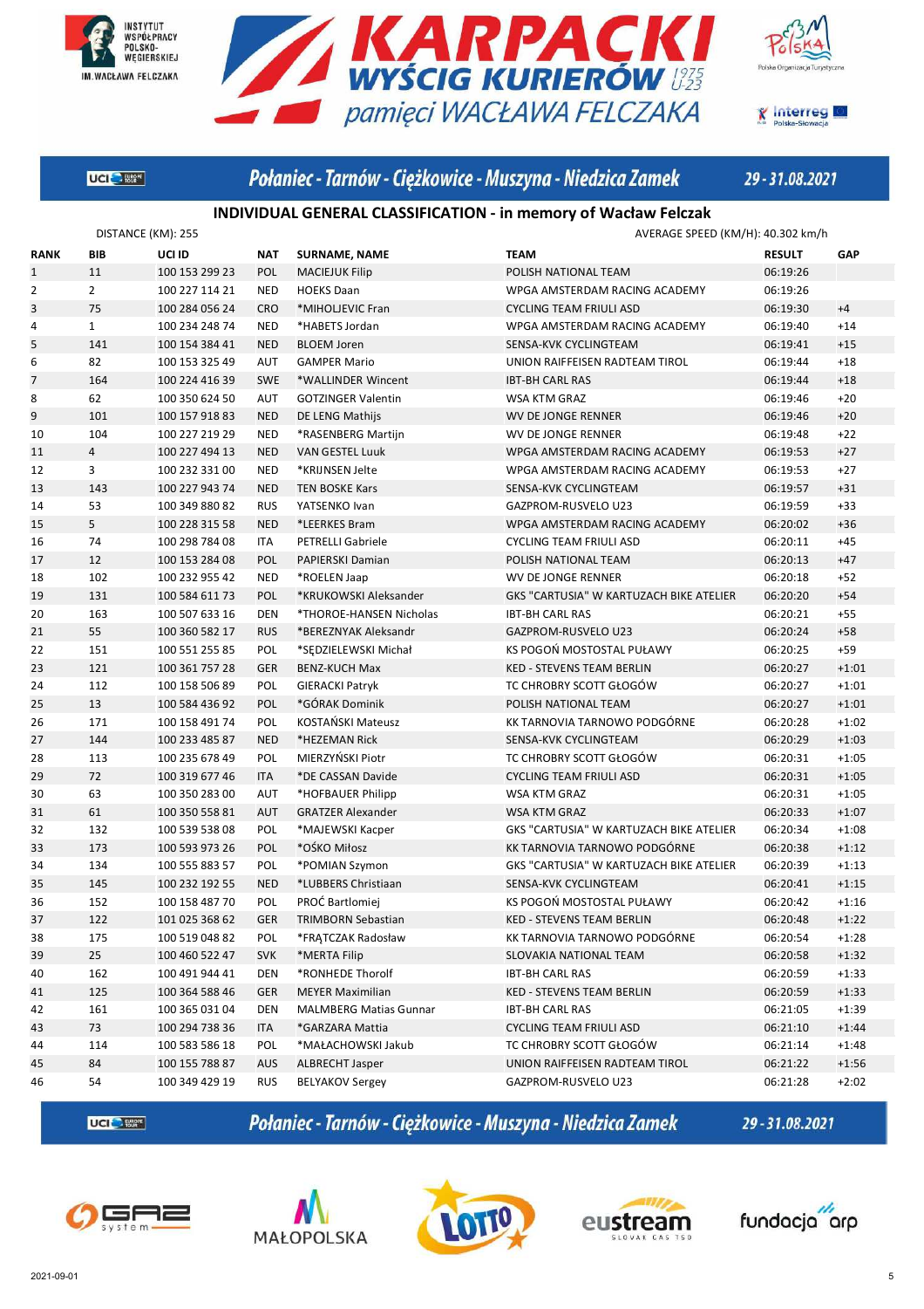# KARPACKI WYŚCIG KURIERÓW 1975 U-23 pamięci WACŁAWA FELCZAKA

## Połaniec - Tarnów - Ciężkowice - Muszyna - Niedzica Zamek 29 - 31.08.2021

### INDIVIDUAL GENERAL CLASSIFICATION - in memory of Wacław Felczak

DISTANCE (KM): 255 AVERAGE SPEED (KM/H): 40.302 km/h

| RANK | BIB | UCI ID | NAT | SURNAME, NAME | TEAM | RESULT | GAP |
|---|---|---|---|---|---|---|---|
| 1 | 11 | 100 153 299 23 | POL | MACIEJUK Filip | POLISH NATIONAL TEAM | 06:19:26 | |
| 2 | 2 | 100 227 114 21 | NED | HOEKS Daan | WPGA AMSTERDAM RACING ACADEMY | 06:19:26 | |
| 3 | 75 | 100 284 056 24 | CRO | *MIHOLJEVIC Fran | CYCLING TEAM FRIULI ASD | 06:19:30 | +4 |
| 4 | 1 | 100 234 248 74 | NED | *HABETS Jordan | WPGA AMSTERDAM RACING ACADEMY | 06:19:40 | +14 |
| 5 | 141 | 100 154 384 41 | NED | BLOEM Joren | SENSA-KVK CYCLINGTEAM | 06:19:41 | +15 |
| 6 | 82 | 100 153 325 49 | AUT | GAMPER Mario | UNION RAIFFEISEN RADTEAM TIROL | 06:19:44 | +18 |
| 7 | 164 | 100 224 416 39 | SWE | *WALLINDER Wincent | IBT-BH CARL RAS | 06:19:44 | +18 |
| 8 | 62 | 100 350 624 50 | AUT | GOTZINGER Valentin | WSA KTM GRAZ | 06:19:46 | +20 |
| 9 | 101 | 100 157 918 83 | NED | DE LENG Mathijs | WV DE JONGE RENNER | 06:19:46 | +20 |
| 10 | 104 | 100 227 219 29 | NED | *RASENBERG Martijn | WV DE JONGE RENNER | 06:19:48 | +22 |
| 11 | 4 | 100 227 494 13 | NED | VAN GESTEL Luuk | WPGA AMSTERDAM RACING ACADEMY | 06:19:53 | +27 |
| 12 | 3 | 100 232 331 00 | NED | *KRIJNSEN Jelte | WPGA AMSTERDAM RACING ACADEMY | 06:19:53 | +27 |
| 13 | 143 | 100 227 943 74 | NED | TEN BOSKE Kars | SENSA-KVK CYCLINGTEAM | 06:19:57 | +31 |
| 14 | 53 | 100 349 880 82 | RUS | YATSENKO Ivan | GAZPROM-RUSVELO U23 | 06:19:59 | +33 |
| 15 | 5 | 100 228 315 58 | NED | *LEERKES Bram | WPGA AMSTERDAM RACING ACADEMY | 06:20:02 | +36 |
| 16 | 74 | 100 298 784 08 | ITA | PETRELLI Gabriele | CYCLING TEAM FRIULI ASD | 06:20:11 | +45 |
| 17 | 12 | 100 153 284 08 | POL | PAPIERSKI Damian | POLISH NATIONAL TEAM | 06:20:13 | +47 |
| 18 | 102 | 100 232 955 42 | NED | *ROELEN Jaap | WV DE JONGE RENNER | 06:20:18 | +52 |
| 19 | 131 | 100 584 611 73 | POL | *KRUKOWSKI Aleksander | GKS "CARTUSIA" W KARTUZACH BIKE ATELIER | 06:20:20 | +54 |
| 20 | 163 | 100 507 633 16 | DEN | *THOROE-HANSEN Nicholas | IBT-BH CARL RAS | 06:20:21 | +55 |
| 21 | 55 | 100 360 582 17 | RUS | *BEREZNYAK Aleksandr | GAZPROM-RUSVELO U23 | 06:20:24 | +58 |
| 22 | 151 | 100 551 255 85 | POL | *SĘDZIELEWSKI Michał | KS POGOŃ MOSTOSTAL PUŁAWY | 06:20:25 | +59 |
| 23 | 121 | 100 361 757 28 | GER | BENZ-KUCH Max | KED - STEVENS TEAM BERLIN | 06:20:27 | +1:01 |
| 24 | 112 | 100 158 506 89 | POL | GIERACKI Patryk | TC CHROBRY SCOTT GŁOGÓW | 06:20:27 | +1:01 |
| 25 | 13 | 100 584 436 92 | POL | *GÓRAK Dominik | POLISH NATIONAL TEAM | 06:20:27 | +1:01 |
| 26 | 171 | 100 158 491 74 | POL | KOSTAŃSKI Mateusz | KK TARNOVIA TARNOWO PODGÓRNE | 06:20:28 | +1:02 |
| 27 | 144 | 100 233 485 87 | NED | *HEZEMAN Rick | SENSA-KVK CYCLINGTEAM | 06:20:29 | +1:03 |
| 28 | 113 | 100 235 678 49 | POL | MIERZYŃSKI Piotr | TC CHROBRY SCOTT GŁOGÓW | 06:20:31 | +1:05 |
| 29 | 72 | 100 319 677 46 | ITA | *DE CASSAN Davide | CYCLING TEAM FRIULI ASD | 06:20:31 | +1:05 |
| 30 | 63 | 100 350 283 00 | AUT | *HOFBAUER Philipp | WSA KTM GRAZ | 06:20:31 | +1:05 |
| 31 | 61 | 100 350 558 81 | AUT | GRATZER Alexander | WSA KTM GRAZ | 06:20:33 | +1:07 |
| 32 | 132 | 100 539 538 08 | POL | *MAJEWSKI Kacper | GKS "CARTUSIA" W KARTUZACH BIKE ATELIER | 06:20:34 | +1:08 |
| 33 | 173 | 100 593 973 26 | POL | *OŚKO Miłosz | KK TARNOVIA TARNOWO PODGÓRNE | 06:20:38 | +1:12 |
| 34 | 134 | 100 555 883 57 | POL | *POMIAN Szymon | GKS "CARTUSIA" W KARTUZACH BIKE ATELIER | 06:20:39 | +1:13 |
| 35 | 145 | 100 232 192 55 | NED | *LUBBERS Christiaan | SENSA-KVK CYCLINGTEAM | 06:20:41 | +1:15 |
| 36 | 152 | 100 158 487 70 | POL | PROĆ Bartłomiej | KS POGOŃ MOSTOSTAL PUŁAWY | 06:20:42 | +1:16 |
| 37 | 122 | 101 025 368 62 | GER | TRIMBORN Sebastian | KED - STEVENS TEAM BERLIN | 06:20:48 | +1:22 |
| 38 | 175 | 100 519 048 82 | POL | *FRĄTCZAK Radosław | KK TARNOVIA TARNOWO PODGÓRNE | 06:20:54 | +1:28 |
| 39 | 25 | 100 460 522 47 | SVK | *MERTA Filip | SLOVAKIA NATIONAL TEAM | 06:20:58 | +1:32 |
| 40 | 162 | 100 491 944 41 | DEN | *RONHEDE Thorolf | IBT-BH CARL RAS | 06:20:59 | +1:33 |
| 41 | 125 | 100 364 588 46 | GER | MEYER Maximilian | KED - STEVENS TEAM BERLIN | 06:20:59 | +1:33 |
| 42 | 161 | 100 365 031 04 | DEN | MALMBERG Matias Gunnar | IBT-BH CARL RAS | 06:21:05 | +1:39 |
| 43 | 73 | 100 294 738 36 | ITA | *GARZARA Mattia | CYCLING TEAM FRIULI ASD | 06:21:10 | +1:44 |
| 44 | 114 | 100 583 586 18 | POL | *MAŁACHOWSKI Jakub | TC CHROBRY SCOTT GŁOGÓW | 06:21:14 | +1:48 |
| 45 | 84 | 100 155 788 87 | AUS | ALBRECHT Jasper | UNION RAIFFEISEN RADTEAM TIROL | 06:21:22 | +1:56 |
| 46 | 54 | 100 349 429 19 | RUS | BELYAKOV Sergey | GAZPROM-RUSVELO U23 | 06:21:28 | +2:02 |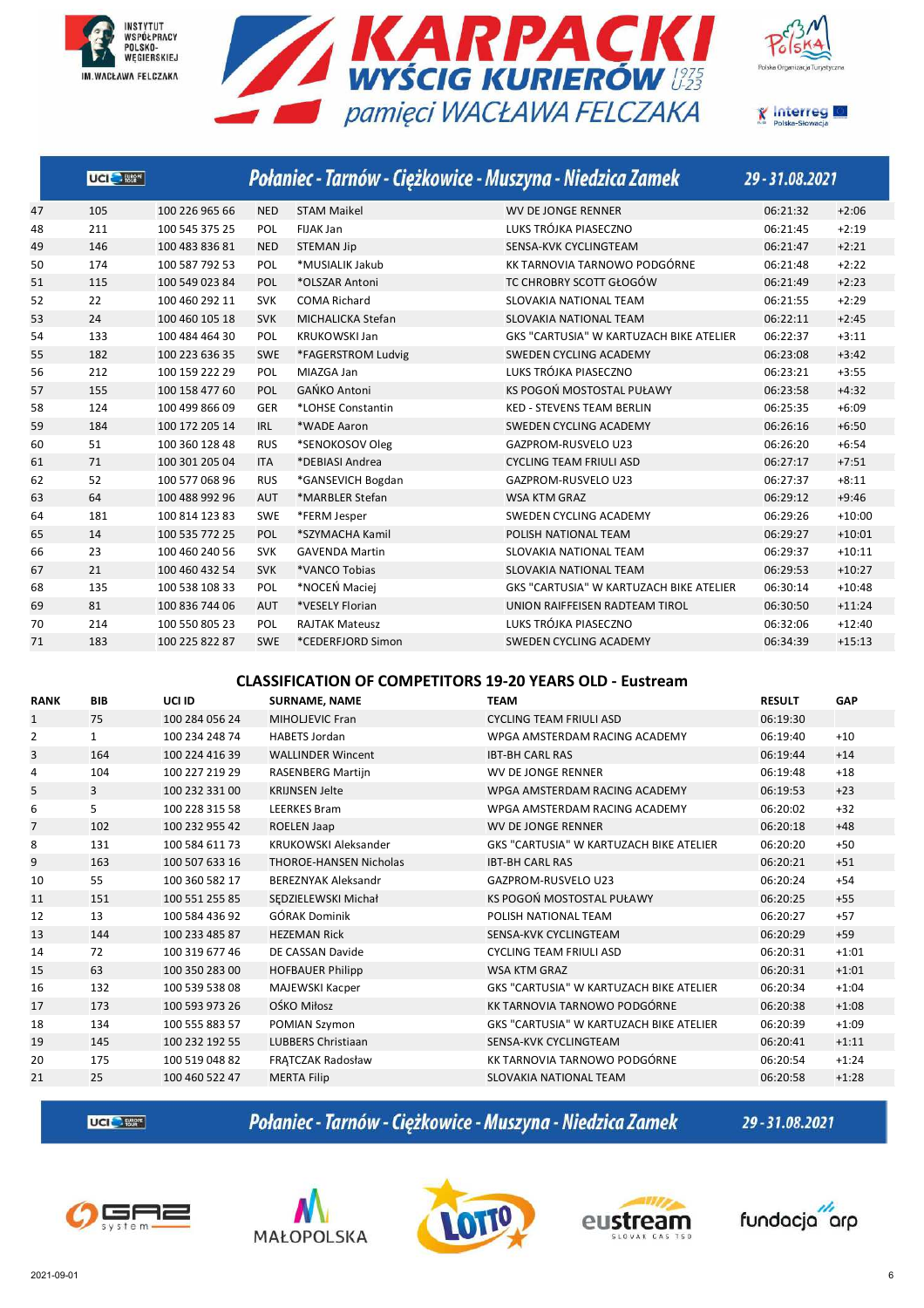## Połaniec - Tarnów - Ciężkowice - Muszyna - Niedzica Zamek

29 - 31.08.2021

| | | | | | | | |
|---|---|---|---|---|---|---|---|
| 47 | 105 | 100 226 965 66 | NED | STAM Maikel | WV DE JONGE RENNER | 06:21:32 | +2:06 |
| 48 | 211 | 100 545 375 25 | POL | FIJAK Jan | LUKS TRÓJKA PIASECZNO | 06:21:45 | +2:19 |
| 49 | 146 | 100 483 836 81 | NED | STEMAN Jip | SENSA-KVK CYCLINGTEAM | 06:21:47 | +2:21 |
| 50 | 174 | 100 587 792 53 | POL | *MUSIALIK Jakub | KK TARNOVIA TARNOWO PODGÓRNE | 06:21:48 | +2:22 |
| 51 | 115 | 100 549 023 84 | POL | *OLSZAR Antoni | TC CHROBRY SCOTT GŁOGÓW | 06:21:49 | +2:23 |
| 52 | 22 | 100 460 292 11 | SVK | COMA Richard | SLOVAKIA NATIONAL TEAM | 06:21:55 | +2:29 |
| 53 | 24 | 100 460 105 18 | SVK | MICHALICKA Stefan | SLOVAKIA NATIONAL TEAM | 06:22:11 | +2:45 |
| 54 | 133 | 100 484 464 30 | POL | KRUKOWSKI Jan | GKS "CARTUSIA" W KARTUZACH BIKE ATELIER | 06:22:37 | +3:11 |
| 55 | 182 | 100 223 636 35 | SWE | *FAGERSTROM Ludvig | SWEDEN CYCLING ACADEMY | 06:23:08 | +3:42 |
| 56 | 212 | 100 159 222 29 | POL | MIAZGA Jan | LUKS TRÓJKA PIASECZNO | 06:23:21 | +3:55 |
| 57 | 155 | 100 158 477 60 | POL | GAŃKO Antoni | KS POGOŃ MOSTOSTAL PUŁAWY | 06:23:58 | +4:32 |
| 58 | 124 | 100 499 866 09 | GER | *LOHSE Constantin | KED - STEVENS TEAM BERLIN | 06:25:35 | +6:09 |
| 59 | 184 | 100 172 205 14 | IRL | *WADE Aaron | SWEDEN CYCLING ACADEMY | 06:26:16 | +6:50 |
| 60 | 51 | 100 360 128 48 | RUS | *SENOKOSOV Oleg | GAZPROM-RUSVELO U23 | 06:26:20 | +6:54 |
| 61 | 71 | 100 301 205 04 | ITA | *DEBIASI Andrea | CYCLING TEAM FRIULI ASD | 06:27:17 | +7:51 |
| 62 | 52 | 100 577 068 96 | RUS | *GANSEVICH Bogdan | GAZPROM-RUSVELO U23 | 06:27:37 | +8:11 |
| 63 | 64 | 100 488 992 96 | AUT | *MARBLER Stefan | WSA KTM GRAZ | 06:29:12 | +9:46 |
| 64 | 181 | 100 814 123 83 | SWE | *FERM Jesper | SWEDEN CYCLING ACADEMY | 06:29:26 | +10:00 |
| 65 | 14 | 100 535 772 25 | POL | *SZYMACHA Kamil | POLISH NATIONAL TEAM | 06:29:27 | +10:01 |
| 66 | 23 | 100 460 240 56 | SVK | GAVENDA Martin | SLOVAKIA NATIONAL TEAM | 06:29:37 | +10:11 |
| 67 | 21 | 100 460 432 54 | SVK | *VANCO Tobias | SLOVAKIA NATIONAL TEAM | 06:29:53 | +10:27 |
| 68 | 135 | 100 538 108 33 | POL | *NOCEŃ Maciej | GKS "CARTUSIA" W KARTUZACH BIKE ATELIER | 06:30:14 | +10:48 |
| 69 | 81 | 100 836 744 06 | AUT | *VESELY Florian | UNION RAIFFEISEN RADTEAM TIROL | 06:30:50 | +11:24 |
| 70 | 214 | 100 550 805 23 | POL | RAJTAK Mateusz | LUKS TRÓJKA PIASECZNO | 06:32:06 | +12:40 |
| 71 | 183 | 100 225 822 87 | SWE | *CEDERFJORD Simon | SWEDEN CYCLING ACADEMY | 06:34:39 | +15:13 |

### CLASSIFICATION OF COMPETITORS 19-20 YEARS OLD - Eustream

| RANK | BIB | UCI ID | SURNAME, NAME | TEAM | RESULT | GAP |
|---|---|---|---|---|---|---|
| 1 | 75 | 100 284 056 24 | MIHOLJEVIC Fran | CYCLING TEAM FRIULI ASD | 06:19:30 | |
| 2 | 1 | 100 234 248 74 | HABETS Jordan | WPGA AMSTERDAM RACING ACADEMY | 06:19:40 | +10 |
| 3 | 164 | 100 224 416 39 | WALLINDER Wincent | IBT-BH CARL RAS | 06:19:44 | +14 |
| 4 | 104 | 100 227 219 29 | RASENBERG Martijn | WV DE JONGE RENNER | 06:19:48 | +18 |
| 5 | 3 | 100 232 331 00 | KRIJNSEN Jelte | WPGA AMSTERDAM RACING ACADEMY | 06:19:53 | +23 |
| 6 | 5 | 100 228 315 58 | LEERKES Bram | WPGA AMSTERDAM RACING ACADEMY | 06:20:02 | +32 |
| 7 | 102 | 100 232 955 42 | ROELEN Jaap | WV DE JONGE RENNER | 06:20:18 | +48 |
| 8 | 131 | 100 584 611 73 | KRUKOWSKI Aleksander | GKS "CARTUSIA" W KARTUZACH BIKE ATELIER | 06:20:20 | +50 |
| 9 | 163 | 100 507 633 16 | THOROE-HANSEN Nicholas | IBT-BH CARL RAS | 06:20:21 | +51 |
| 10 | 55 | 100 360 582 17 | BEREZNYAK Aleksandr | GAZPROM-RUSVELO U23 | 06:20:24 | +54 |
| 11 | 151 | 100 551 255 85 | SĘDZIELEWSKI Michał | KS POGOŃ MOSTOSTAL PUŁAWY | 06:20:25 | +55 |
| 12 | 13 | 100 584 436 92 | GÓRAK Dominik | POLISH NATIONAL TEAM | 06:20:27 | +57 |
| 13 | 144 | 100 233 485 87 | HEZEMAN Rick | SENSA-KVK CYCLINGTEAM | 06:20:29 | +59 |
| 14 | 72 | 100 319 677 46 | DE CASSAN Davide | CYCLING TEAM FRIULI ASD | 06:20:31 | +1:01 |
| 15 | 63 | 100 350 283 00 | HOFBAUER Philipp | WSA KTM GRAZ | 06:20:31 | +1:01 |
| 16 | 132 | 100 539 538 08 | MAJEWSKI Kacper | GKS "CARTUSIA" W KARTUZACH BIKE ATELIER | 06:20:34 | +1:04 |
| 17 | 173 | 100 593 973 26 | OŚKO Miłosz | KK TARNOVIA TARNOWO PODGÓRNE | 06:20:38 | +1:08 |
| 18 | 134 | 100 555 883 57 | POMIAN Szymon | GKS "CARTUSIA" W KARTUZACH BIKE ATELIER | 06:20:39 | +1:09 |
| 19 | 145 | 100 232 192 55 | LUBBERS Christiaan | SENSA-KVK CYCLINGTEAM | 06:20:41 | +1:11 |
| 20 | 175 | 100 519 048 82 | FRĄTCZAK Radosław | KK TARNOVIA TARNOWO PODGÓRNE | 06:20:54 | +1:24 |
| 21 | 25 | 100 460 522 47 | MERTA Filip | SLOVAKIA NATIONAL TEAM | 06:20:58 | +1:28 |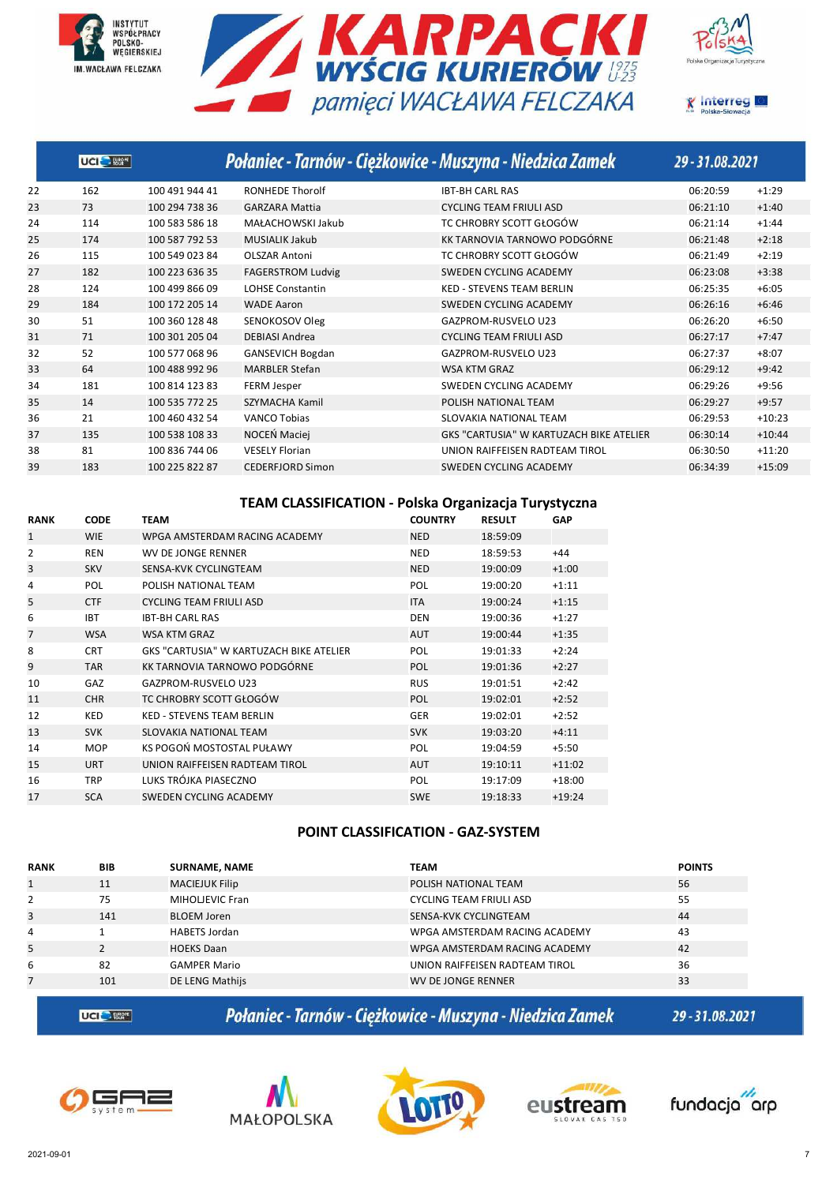# KARPACKI WYŚCIG KURIERÓW 1975 U23 pamięci WACŁAWA FELCZAKA

## Połaniec - Tarnów - Ciężkowice - Muszyna - Niedzica Zamek 29 - 31.08.2021

| | | | | | | |
|---|---|---|---|---|---|---|
| 22 | 162 | 100 491 944 41 | RONHEDE Thorolf | IBT-BH CARL RAS | 06:20:59 | +1:29 |
| 23 | 73 | 100 294 738 36 | GARZARA Mattia | CYCLING TEAM FRIULI ASD | 06:21:10 | +1:40 |
| 24 | 114 | 100 583 586 18 | MAŁACHOWSKI Jakub | TC CHROBRY SCOTT GŁOGÓW | 06:21:14 | +1:44 |
| 25 | 174 | 100 587 792 53 | MUSIALIK Jakub | KK TARNOVIA TARNOWO PODGÓRNE | 06:21:48 | +2:18 |
| 26 | 115 | 100 549 023 84 | OLSZAR Antoni | TC CHROBRY SCOTT GŁOGÓW | 06:21:49 | +2:19 |
| 27 | 182 | 100 223 636 35 | FAGERSTROM Ludvig | SWEDEN CYCLING ACADEMY | 06:23:08 | +3:38 |
| 28 | 124 | 100 499 866 09 | LOHSE Constantin | KED - STEVENS TEAM BERLIN | 06:25:35 | +6:05 |
| 29 | 184 | 100 172 205 14 | WADE Aaron | SWEDEN CYCLING ACADEMY | 06:26:16 | +6:46 |
| 30 | 51 | 100 360 128 48 | SENOKOSOV Oleg | GAZPROM-RUSVELO U23 | 06:26:20 | +6:50 |
| 31 | 71 | 100 301 205 04 | DEBIASI Andrea | CYCLING TEAM FRIULI ASD | 06:27:17 | +7:47 |
| 32 | 52 | 100 577 068 96 | GANSEVICH Bogdan | GAZPROM-RUSVELO U23 | 06:27:37 | +8:07 |
| 33 | 64 | 100 488 992 96 | MARBLER Stefan | WSA KTM GRAZ | 06:29:12 | +9:42 |
| 34 | 181 | 100 814 123 83 | FERM Jesper | SWEDEN CYCLING ACADEMY | 06:29:26 | +9:56 |
| 35 | 14 | 100 535 772 25 | SZYMACHA Kamil | POLISH NATIONAL TEAM | 06:29:27 | +9:57 |
| 36 | 21 | 100 460 432 54 | VANCO Tobias | SLOVAKIA NATIONAL TEAM | 06:29:53 | +10:23 |
| 37 | 135 | 100 538 108 33 | NOCEŃ Maciej | GKS "CARTUSIA" W KARTUZACH BIKE ATELIER | 06:30:14 | +10:44 |
| 38 | 81 | 100 836 744 06 | VESELY Florian | UNION RAIFFEISEN RADTEAM TIROL | 06:30:50 | +11:20 |
| 39 | 183 | 100 225 822 87 | CEDERFJORD Simon | SWEDEN CYCLING ACADEMY | 06:34:39 | +15:09 |

### TEAM CLASSIFICATION - Polska Organizacja Turystyczna

| RANK | CODE | TEAM | COUNTRY | RESULT | GAP |
|---|---|---|---|---|---|
| 1 | WIE | WPGA AMSTERDAM RACING ACADEMY | NED | 18:59:09 | |
| 2 | REN | WV DE JONGE RENNER | NED | 18:59:53 | +44 |
| 3 | SKV | SENSA-KVK CYCLINGTEAM | NED | 19:00:09 | +1:00 |
| 4 | POL | POLISH NATIONAL TEAM | POL | 19:00:20 | +1:11 |
| 5 | CTF | CYCLING TEAM FRIULI ASD | ITA | 19:00:24 | +1:15 |
| 6 | IBT | IBT-BH CARL RAS | DEN | 19:00:36 | +1:27 |
| 7 | WSA | WSA KTM GRAZ | AUT | 19:00:44 | +1:35 |
| 8 | CRT | GKS "CARTUSIA" W KARTUZACH BIKE ATELIER | POL | 19:01:33 | +2:24 |
| 9 | TAR | KK TARNOVIA TARNOWO PODGÓRNE | POL | 19:01:36 | +2:27 |
| 10 | GAZ | GAZPROM-RUSVELO U23 | RUS | 19:01:51 | +2:42 |
| 11 | CHR | TC CHROBRY SCOTT GŁOGÓW | POL | 19:02:01 | +2:52 |
| 12 | KED | KED - STEVENS TEAM BERLIN | GER | 19:02:01 | +2:52 |
| 13 | SVK | SLOVAKIA NATIONAL TEAM | SVK | 19:03:20 | +4:11 |
| 14 | MOP | KS POGOŃ MOSTOSTAL PUŁAWY | POL | 19:04:59 | +5:50 |
| 15 | URT | UNION RAIFFEISEN RADTEAM TIROL | AUT | 19:10:11 | +11:02 |
| 16 | TRP | LUKS TRÓJKA PIASECZNO | POL | 19:17:09 | +18:00 |
| 17 | SCA | SWEDEN CYCLING ACADEMY | SWE | 19:18:33 | +19:24 |

### POINT CLASSIFICATION - GAZ-SYSTEM

| RANK | BIB | SURNAME, NAME | TEAM | POINTS |
|---|---|---|---|---|
| 1 | 11 | MACIEJUK Filip | POLISH NATIONAL TEAM | 56 |
| 2 | 75 | MIHOLJEVIC Fran | CYCLING TEAM FRIULI ASD | 55 |
| 3 | 141 | BLOEM Joren | SENSA-KVK CYCLINGTEAM | 44 |
| 4 | 1 | HABETS Jordan | WPGA AMSTERDAM RACING ACADEMY | 43 |
| 5 | 2 | HOEKS Daan | WPGA AMSTERDAM RACING ACADEMY | 42 |
| 6 | 82 | GAMPER Mario | UNION RAIFFEISEN RADTEAM TIROL | 36 |
| 7 | 101 | DE LENG Mathijs | WV DE JONGE RENNER | 33 |

2021-09-01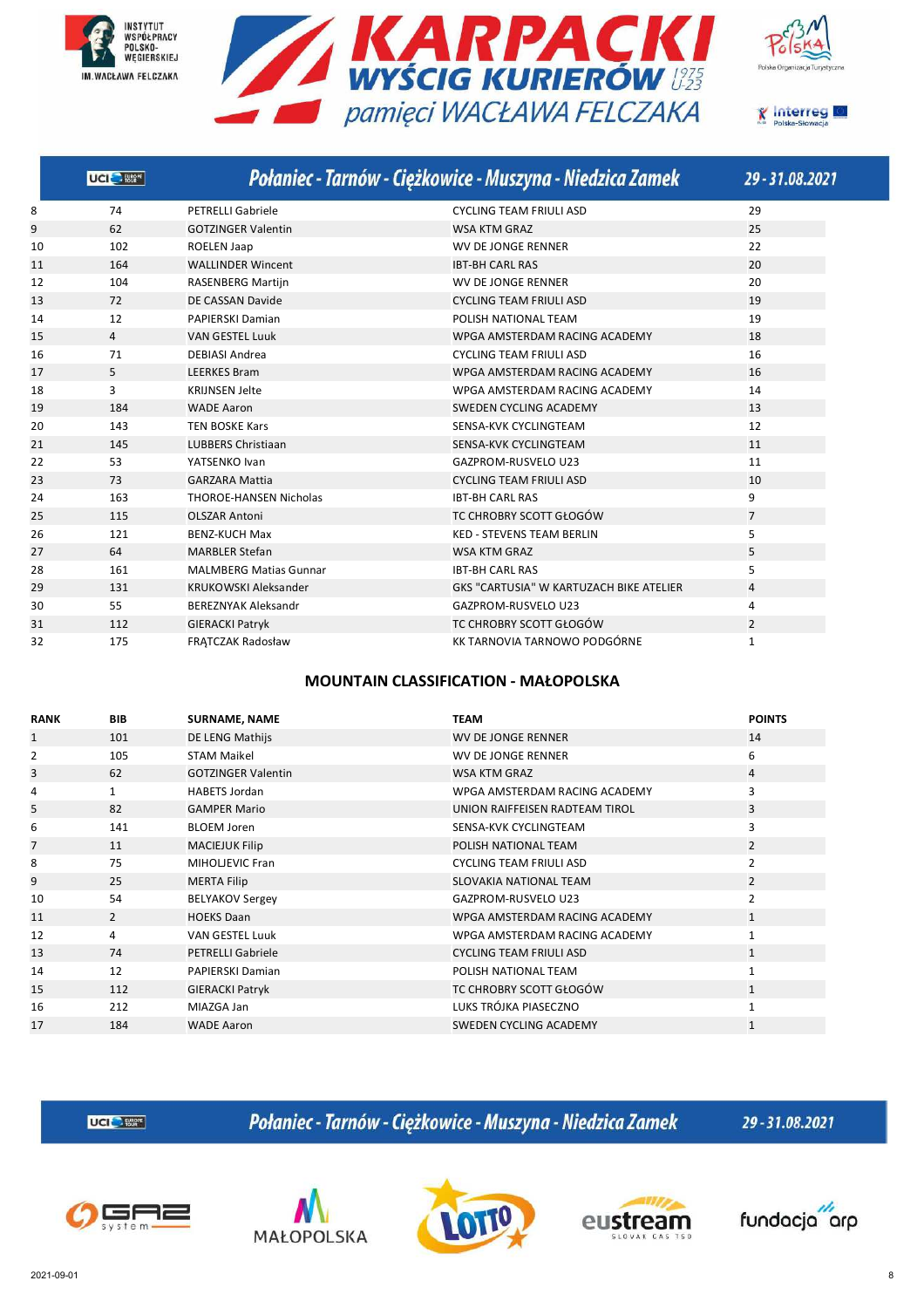| | | | | |
|---|---|---|---|---|
| 8 | 74 | PETRELLI Gabriele | CYCLING TEAM FRIULI ASD | 29 |
| 9 | 62 | GOTZINGER Valentin | WSA KTM GRAZ | 25 |
| 10 | 102 | ROELEN Jaap | WV DE JONGE RENNER | 22 |
| 11 | 164 | WALLINDER Wincent | IBT-BH CARL RAS | 20 |
| 12 | 104 | RASENBERG Martijn | WV DE JONGE RENNER | 20 |
| 13 | 72 | DE CASSAN Davide | CYCLING TEAM FRIULI ASD | 19 |
| 14 | 12 | PAPIERSKI Damian | POLISH NATIONAL TEAM | 19 |
| 15 | 4 | VAN GESTEL Luuk | WPGA AMSTERDAM RACING ACADEMY | 18 |
| 16 | 71 | DEBIASI Andrea | CYCLING TEAM FRIULI ASD | 16 |
| 17 | 5 | LEERKES Bram | WPGA AMSTERDAM RACING ACADEMY | 16 |
| 18 | 3 | KRIJNSEN Jelte | WPGA AMSTERDAM RACING ACADEMY | 14 |
| 19 | 184 | WADE Aaron | SWEDEN CYCLING ACADEMY | 13 |
| 20 | 143 | TEN BOSKE Kars | SENSA-KVK CYCLINGTEAM | 12 |
| 21 | 145 | LUBBERS Christiaan | SENSA-KVK CYCLINGTEAM | 11 |
| 22 | 53 | YATSENKO Ivan | GAZPROM-RUSVELO U23 | 11 |
| 23 | 73 | GARZARA Mattia | CYCLING TEAM FRIULI ASD | 10 |
| 24 | 163 | THOROE-HANSEN Nicholas | IBT-BH CARL RAS | 9 |
| 25 | 115 | OLSZAR Antoni | TC CHROBRY SCOTT GŁOGÓW | 7 |
| 26 | 121 | BENZ-KUCH Max | KED - STEVENS TEAM BERLIN | 5 |
| 27 | 64 | MARBLER Stefan | WSA KTM GRAZ | 5 |
| 28 | 161 | MALMBERG Matias Gunnar | IBT-BH CARL RAS | 5 |
| 29 | 131 | KRUKOWSKI Aleksander | GKS "CARTUSIA" W KARTUZACH BIKE ATELIER | 4 |
| 30 | 55 | BEREZNYAK Aleksandr | GAZPROM-RUSVELO U23 | 4 |
| 31 | 112 | GIERACKI Patryk | TC CHROBRY SCOTT GŁOGÓW | 2 |
| 32 | 175 | FRĄTCZAK Radosław | KK TARNOVIA TARNOWO PODGÓRNE | 1 |

## MOUNTAIN CLASSIFICATION - MAŁOPOLSKA

| RANK | BIB | SURNAME, NAME | TEAM | POINTS |
|---|---|---|---|---|
| 1 | 101 | DE LENG Mathijs | WV DE JONGE RENNER | 14 |
| 2 | 105 | STAM Maikel | WV DE JONGE RENNER | 6 |
| 3 | 62 | GOTZINGER Valentin | WSA KTM GRAZ | 4 |
| 4 | 1 | HABETS Jordan | WPGA AMSTERDAM RACING ACADEMY | 3 |
| 5 | 82 | GAMPER Mario | UNION RAIFFEISEN RADTEAM TIROL | 3 |
| 6 | 141 | BLOEM Joren | SENSA-KVK CYCLINGTEAM | 3 |
| 7 | 11 | MACIEJUK Filip | POLISH NATIONAL TEAM | 2 |
| 8 | 75 | MIHOLJEVIC Fran | CYCLING TEAM FRIULI ASD | 2 |
| 9 | 25 | MERTA Filip | SLOVAKIA NATIONAL TEAM | 2 |
| 10 | 54 | BELYAKOV Sergey | GAZPROM-RUSVELO U23 | 2 |
| 11 | 2 | HOEKS Daan | WPGA AMSTERDAM RACING ACADEMY | 1 |
| 12 | 4 | VAN GESTEL Luuk | WPGA AMSTERDAM RACING ACADEMY | 1 |
| 13 | 74 | PETRELLI Gabriele | CYCLING TEAM FRIULI ASD | 1 |
| 14 | 12 | PAPIERSKI Damian | POLISH NATIONAL TEAM | 1 |
| 15 | 112 | GIERACKI Patryk | TC CHROBRY SCOTT GŁOGÓW | 1 |
| 16 | 212 | MIAZGA Jan | LUKS TRÓJKA PIASECZNO | 1 |
| 17 | 184 | WADE Aaron | SWEDEN CYCLING ACADEMY | 1 |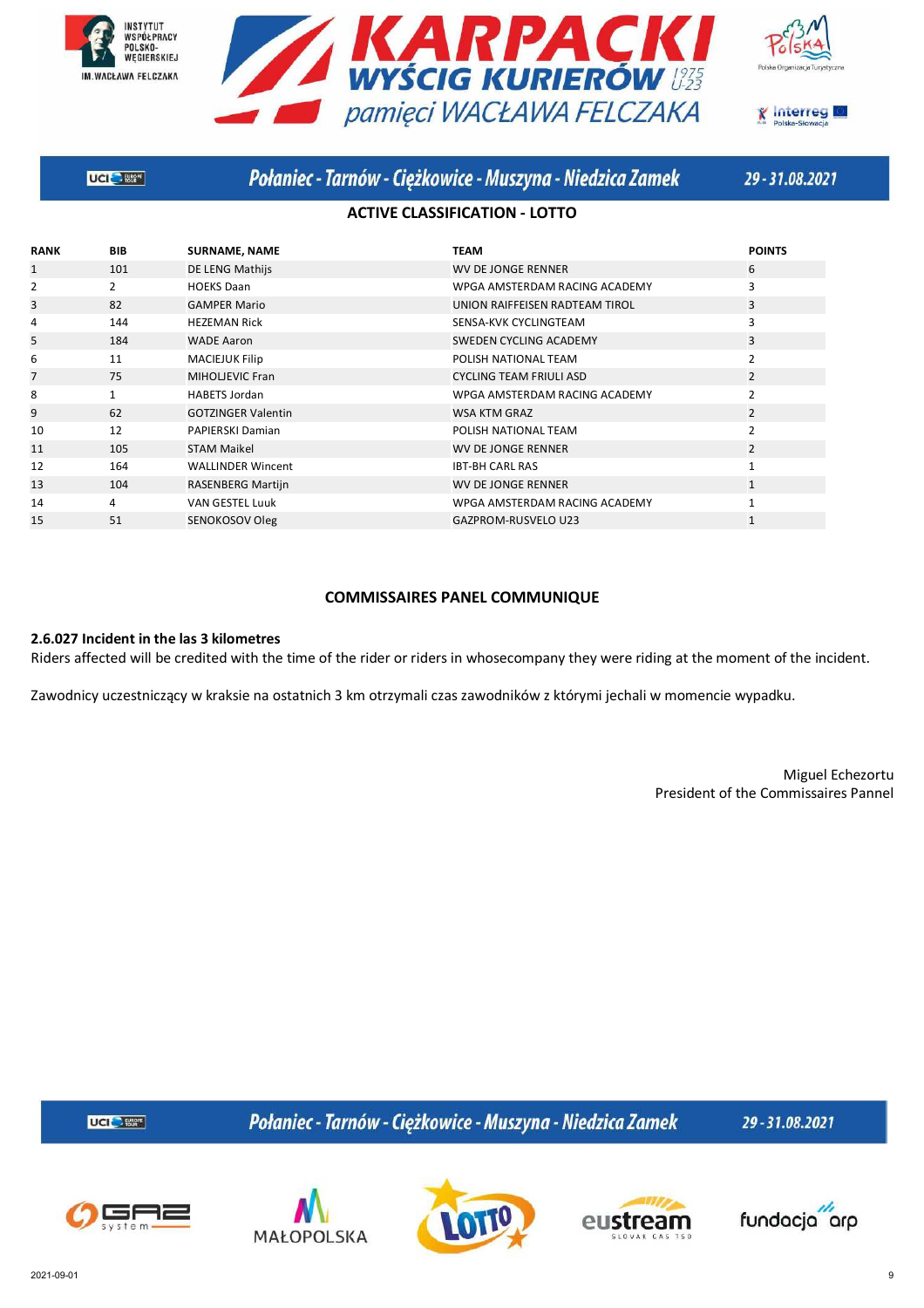## ACTIVE CLASSIFICATION - LOTTO

| RANK | BIB | SURNAME, NAME | TEAM | POINTS |
|---|---|---|---|---|
| 1 | 101 | DE LENG Mathijs | WV DE JONGE RENNER | 6 |
| 2 | 2 | HOEKS Daan | WPGA AMSTERDAM RACING ACADEMY | 3 |
| 3 | 82 | GAMPER Mario | UNION RAIFFEISEN RADTEAM TIROL | 3 |
| 4 | 144 | HEZEMAN Rick | SENSA-KVK CYCLINGTEAM | 3 |
| 5 | 184 | WADE Aaron | SWEDEN CYCLING ACADEMY | 3 |
| 6 | 11 | MACIEJUK Filip | POLISH NATIONAL TEAM | 2 |
| 7 | 75 | MIHOLJEVIC Fran | CYCLING TEAM FRIULI ASD | 2 |
| 8 | 1 | HABETS Jordan | WPGA AMSTERDAM RACING ACADEMY | 2 |
| 9 | 62 | GOTZINGER Valentin | WSA KTM GRAZ | 2 |
| 10 | 12 | PAPIERSKI Damian | POLISH NATIONAL TEAM | 2 |
| 11 | 105 | STAM Maikel | WV DE JONGE RENNER | 2 |
| 12 | 164 | WALLINDER Wincent | IBT-BH CARL RAS | 1 |
| 13 | 104 | RASENBERG Martijn | WV DE JONGE RENNER | 1 |
| 14 | 4 | VAN GESTEL Luuk | WPGA AMSTERDAM RACING ACADEMY | 1 |
| 15 | 51 | SENOKOSOV Oleg | GAZPROM-RUSVELO U23 | 1 |

## COMMISSAIRES PANEL COMMUNIQUE

**2.6.027 Incident in the las 3 kilometres**

Riders affected will be credited with the time of the rider or riders in whosecompany they were riding at the moment of the incident.

Zawodnicy uczestniczący w kraksie na ostatnich 3 km otrzymali czas zawodników z którymi jechali w momencie wypadku.

Miguel Echezortu
President of the Commissaires Pannel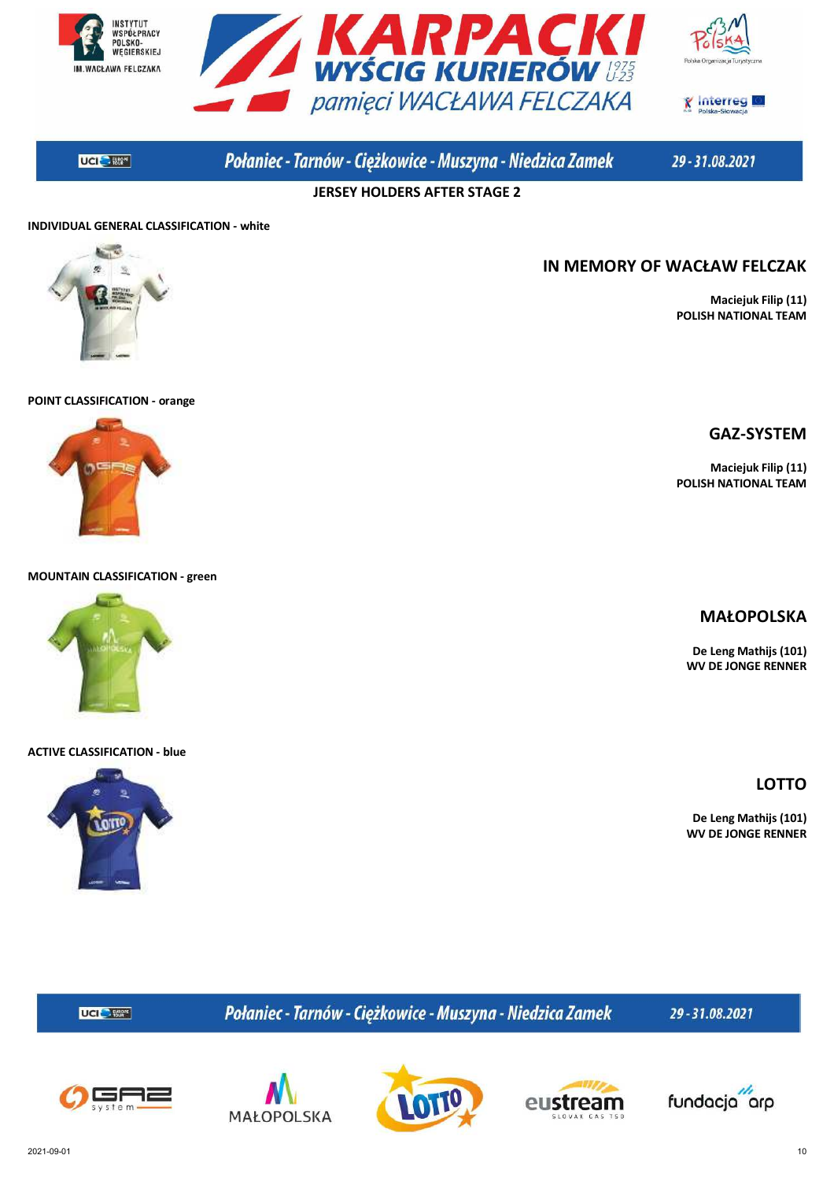## JERSEY HOLDERS AFTER STAGE 2

**INDIVIDUAL GENERAL CLASSIFICATION - white**

### IN MEMORY OF WACŁAW FELCZAK

**Maciejuk Filip (11)**
**POLISH NATIONAL TEAM**

**POINT CLASSIFICATION - orange**

### GAZ-SYSTEM

**Maciejuk Filip (11)**
**POLISH NATIONAL TEAM**

**MOUNTAIN CLASSIFICATION - green**

### MAŁOPOLSKA

**De Leng Mathijs (101)**
**WV DE JONGE RENNER**

**ACTIVE CLASSIFICATION - blue**

### LOTTO

**De Leng Mathijs (101)**
**WV DE JONGE RENNER**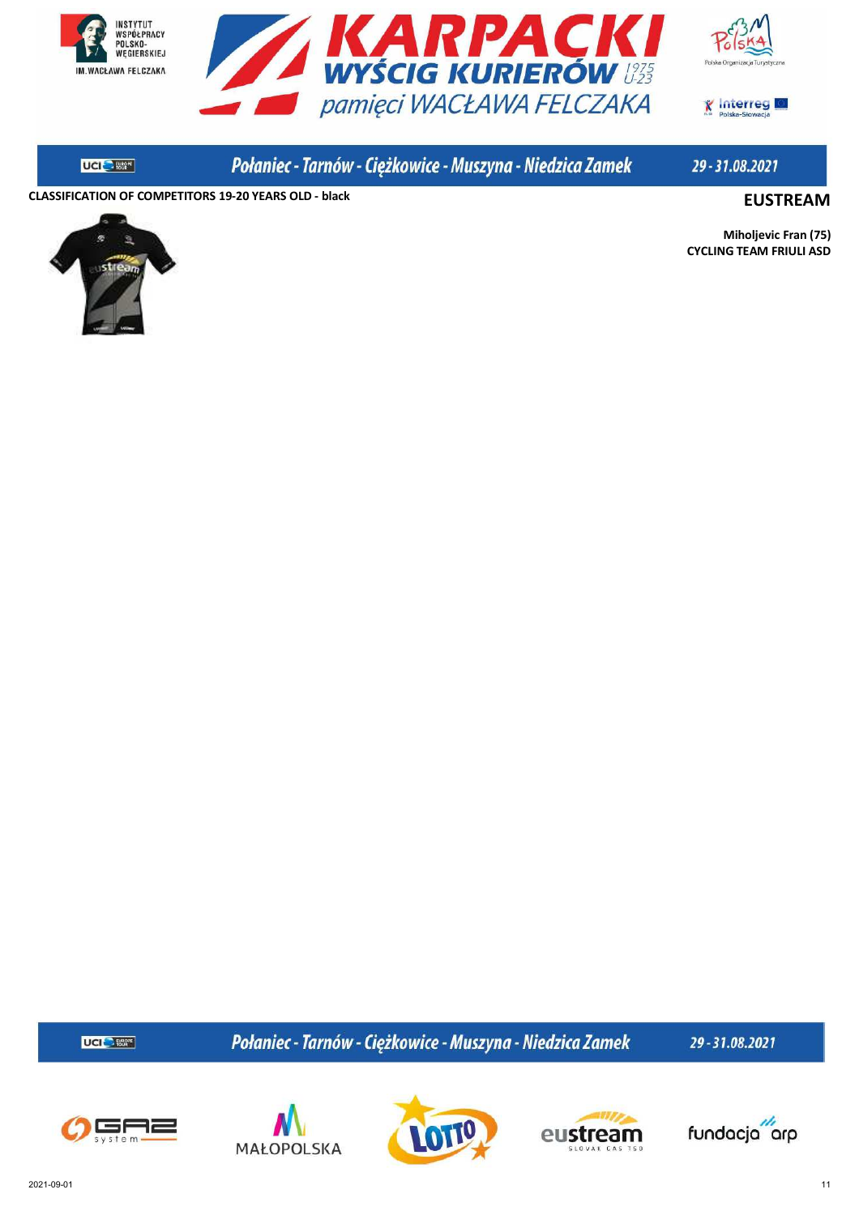**CLASSIFICATION OF COMPETITORS 19-20 YEARS OLD - black**

## EUSTREAM

**Miholjevic Fran (75)**
**CYCLING TEAM FRIULI ASD**